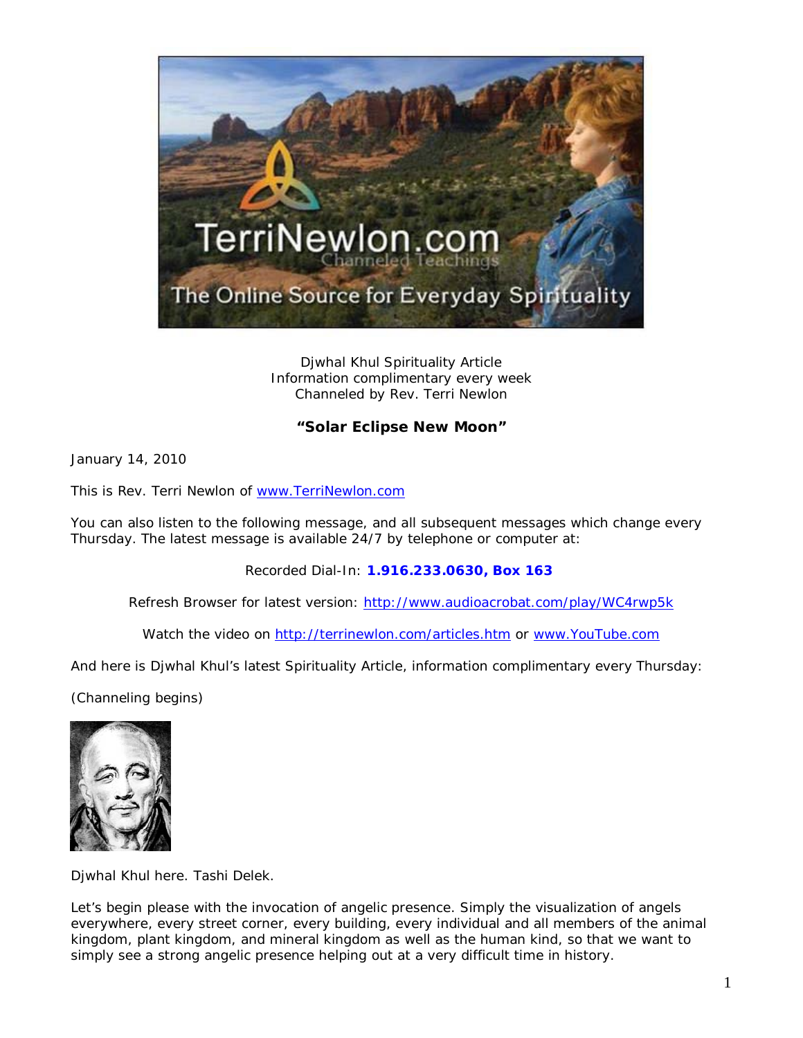Djwhal Khul Spirituality Article
Information complimentary every week
Channeled by Rev. Terri Newlon

**"Solar Eclipse New Moon"**

January 14, 2010

This is Rev. Terri Newlon of www.TerriNewlon.com

You can also listen to the following message, and all subsequent messages which change every Thursday. The latest message is available 24/7 by telephone or computer at:

Recorded Dial-In: **1.916.233.0630, Box 163**

Refresh Browser for latest version: http://www.audioacrobat.com/play/WC4rwp5k

Watch the video on http://terrinewlon.com/articles.htm or www.YouTube.com

And here is Djwhal Khul's latest Spirituality Article, information complimentary every Thursday:

(Channeling begins)

Djwhal Khul here. Tashi Delek.

Let's begin please with the invocation of angelic presence. Simply the visualization of angels everywhere, every street corner, every building, every individual and all members of the animal kingdom, plant kingdom, and mineral kingdom as well as the human kind, so that we want to simply see a strong angelic presence helping out at a very difficult time in history.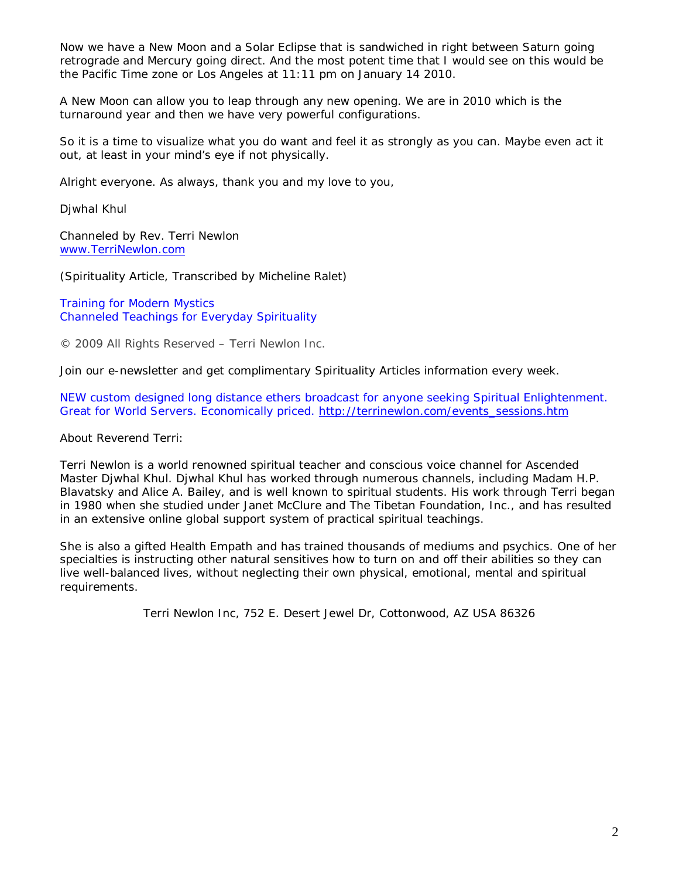Now we have a New Moon and a Solar Eclipse that is sandwiched in right between Saturn going retrograde and Mercury going direct. And the most potent time that I would see on this would be the Pacific Time zone or Los Angeles at 11:11 pm on January 14 2010.

A New Moon can allow you to leap through any new opening. We are in 2010 which is the turnaround year and then we have very powerful configurations.

So it is a time to visualize what you do want and feel it as strongly as you can. Maybe even act it out, at least in your mind's eye if not physically.

Alright everyone. As always, thank you and my love to you,

Djwhal Khul

Channeled by Rev. Terri Newlon
www.TerriNewlon.com

(Spirituality Article, Transcribed by Micheline Ralet)

Training for Modern Mystics
Channeled Teachings for Everyday Spirituality

© 2009 All Rights Reserved – Terri Newlon Inc.

Join our e-newsletter and get complimentary Spirituality Articles information every week.

NEW custom designed long distance ethers broadcast for anyone seeking Spiritual Enlightenment. Great for World Servers. Economically priced. http://terrinewlon.com/events_sessions.htm

About Reverend Terri:

Terri Newlon is a world renowned spiritual teacher and conscious voice channel for Ascended Master Djwhal Khul. Djwhal Khul has worked through numerous channels, including Madam H.P. Blavatsky and Alice A. Bailey, and is well known to spiritual students. His work through Terri began in 1980 when she studied under Janet McClure and The Tibetan Foundation, Inc., and has resulted in an extensive online global support system of practical spiritual teachings.

She is also a gifted Health Empath and has trained thousands of mediums and psychics. One of her specialties is instructing other natural sensitives how to turn on and off their abilities so they can live well-balanced lives, without neglecting their own physical, emotional, mental and spiritual requirements.

Terri Newlon Inc, 752 E. Desert Jewel Dr, Cottonwood, AZ USA 86326